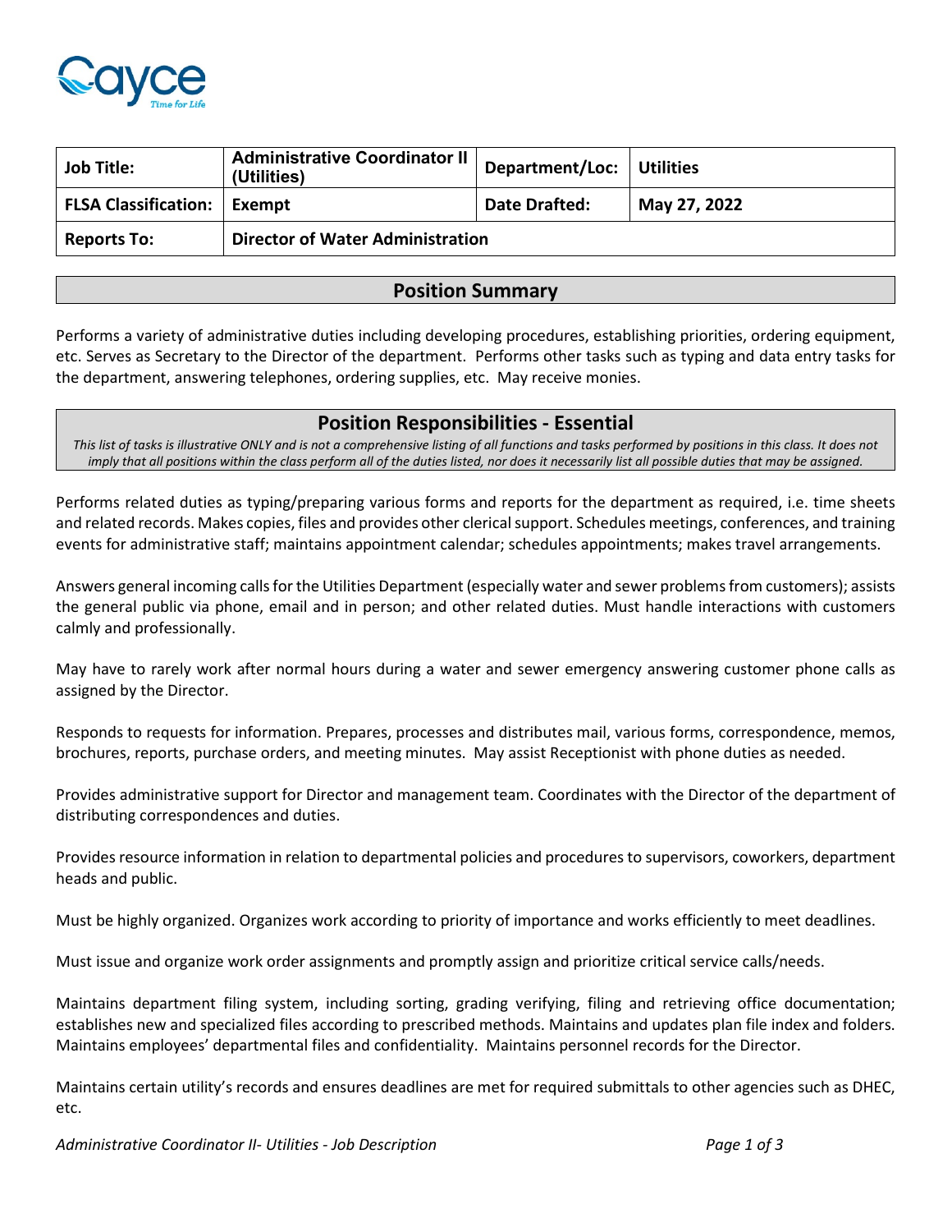| Job Title: | Administrative Coordinator II (Utilities) | Department/Loc: | Utilities |
|---|---|---|---|
| FLSA Classification: | Exempt | Date Drafted: | May 27, 2022 |
| Reports To: | Director of Water Administration | | |

## Position Summary

Performs a variety of administrative duties including developing procedures, establishing priorities, ordering equipment, etc. Serves as Secretary to the Director of the department. Performs other tasks such as typing and data entry tasks for the department, answering telephones, ordering supplies, etc. May receive monies.

## Position Responsibilities - Essential

*This list of tasks is illustrative ONLY and is not a comprehensive listing of all functions and tasks performed by positions in this class. It does not imply that all positions within the class perform all of the duties listed, nor does it necessarily list all possible duties that may be assigned.*

Performs related duties as typing/preparing various forms and reports for the department as required, i.e. time sheets and related records. Makes copies, files and provides other clerical support. Schedules meetings, conferences, and training events for administrative staff; maintains appointment calendar; schedules appointments; makes travel arrangements.

Answers general incoming calls for the Utilities Department (especially water and sewer problems from customers); assists the general public via phone, email and in person; and other related duties. Must handle interactions with customers calmly and professionally.

May have to rarely work after normal hours during a water and sewer emergency answering customer phone calls as assigned by the Director.

Responds to requests for information. Prepares, processes and distributes mail, various forms, correspondence, memos, brochures, reports, purchase orders, and meeting minutes. May assist Receptionist with phone duties as needed.

Provides administrative support for Director and management team. Coordinates with the Director of the department of distributing correspondences and duties.

Provides resource information in relation to departmental policies and procedures to supervisors, coworkers, department heads and public.

Must be highly organized. Organizes work according to priority of importance and works efficiently to meet deadlines.

Must issue and organize work order assignments and promptly assign and prioritize critical service calls/needs.

Maintains department filing system, including sorting, grading verifying, filing and retrieving office documentation; establishes new and specialized files according to prescribed methods. Maintains and updates plan file index and folders. Maintains employees' departmental files and confidentiality. Maintains personnel records for the Director.

Maintains certain utility's records and ensures deadlines are met for required submittals to other agencies such as DHEC, etc.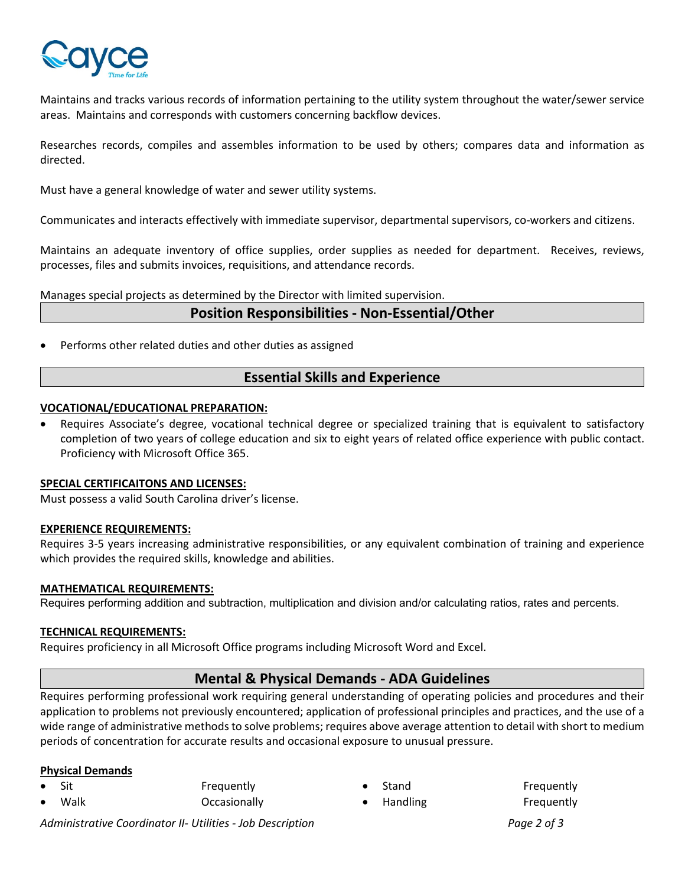Maintains and tracks various records of information pertaining to the utility system throughout the water/sewer service areas. Maintains and corresponds with customers concerning backflow devices.

Researches records, compiles and assembles information to be used by others; compares data and information as directed.

Must have a general knowledge of water and sewer utility systems.

Communicates and interacts effectively with immediate supervisor, departmental supervisors, co-workers and citizens.

Maintains an adequate inventory of office supplies, order supplies as needed for department. Receives, reviews, processes, files and submits invoices, requisitions, and attendance records.

Manages special projects as determined by the Director with limited supervision.

## Position Responsibilities - Non-Essential/Other

- Performs other related duties and other duties as assigned

## Essential Skills and Experience

**VOCATIONAL/EDUCATIONAL PREPARATION:**

- Requires Associate's degree, vocational technical degree or specialized training that is equivalent to satisfactory completion of two years of college education and six to eight years of related office experience with public contact. Proficiency with Microsoft Office 365.

**SPECIAL CERTIFICAITONS AND LICENSES:**

Must possess a valid South Carolina driver's license.

**EXPERIENCE REQUIREMENTS:**

Requires 3-5 years increasing administrative responsibilities, or any equivalent combination of training and experience which provides the required skills, knowledge and abilities.

**MATHEMATICAL REQUIREMENTS:**

Requires performing addition and subtraction, multiplication and division and/or calculating ratios, rates and percents.

**TECHNICAL REQUIREMENTS:**

Requires proficiency in all Microsoft Office programs including Microsoft Word and Excel.

## Mental & Physical Demands - ADA Guidelines

Requires performing professional work requiring general understanding of operating policies and procedures and their application to problems not previously encountered; application of professional principles and practices, and the use of a wide range of administrative methods to solve problems; requires above average attention to detail with short to medium periods of concentration for accurate results and occasional exposure to unusual pressure.

**Physical Demands**

- Sit — Frequently
- Walk — Occasionally
- Stand — Frequently
- Handling — Frequently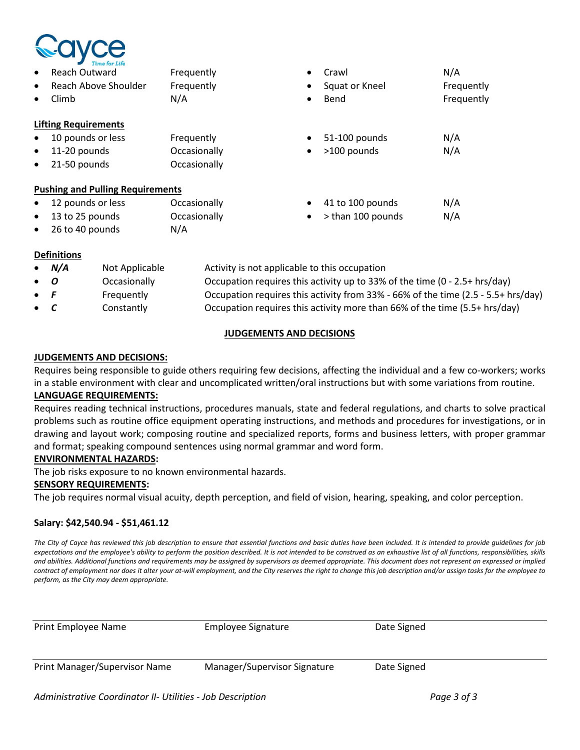- Reach Outward — Frequently
- Reach Above Shoulder — Frequently
- Climb — N/A
- Crawl — N/A
- Squat or Kneel — Frequently
- Bend — Frequently

**Lifting Requirements**

- 10 pounds or less — Frequently
- 11-20 pounds — Occasionally
- 21-50 pounds — Occasionally
- 51-100 pounds — N/A
- >100 pounds — N/A

**Pushing and Pulling Requirements**

- 12 pounds or less — Occasionally
- 13 to 25 pounds — Occasionally
- 26 to 40 pounds — N/A
- 41 to 100 pounds — N/A
- > than 100 pounds — N/A

**Definitions**

| | | |
|---|---|---|
| ***N/A*** | Not Applicable | Activity is not applicable to this occupation |
| ***O*** | Occasionally | Occupation requires this activity up to 33% of the time (0 - 2.5+ hrs/day) |
| ***F*** | Frequently | Occupation requires this activity from 33% - 66% of the time (2.5 - 5.5+ hrs/day) |
| ***C*** | Constantly | Occupation requires this activity more than 66% of the time (5.5+ hrs/day) |

## JUDGEMENTS AND DECISIONS

**JUDGEMENTS AND DECISIONS:**

Requires being responsible to guide others requiring few decisions, affecting the individual and a few co-workers; works in a stable environment with clear and uncomplicated written/oral instructions but with some variations from routine.

**LANGUAGE REQUIREMENTS:**

Requires reading technical instructions, procedures manuals, state and federal regulations, and charts to solve practical problems such as routine office equipment operating instructions, and methods and procedures for investigations, or in drawing and layout work; composing routine and specialized reports, forms and business letters, with proper grammar and format; speaking compound sentences using normal grammar and word form.

**ENVIRONMENTAL HAZARDS:**

The job risks exposure to no known environmental hazards.

**SENSORY REQUIREMENTS:**

The job requires normal visual acuity, depth perception, and field of vision, hearing, speaking, and color perception.

**Salary: $42,540.94 - $51,461.12**

*The City of Cayce has reviewed this job description to ensure that essential functions and basic duties have been included. It is intended to provide guidelines for job expectations and the employee's ability to perform the position described. It is not intended to be construed as an exhaustive list of all functions, responsibilities, skills and abilities. Additional functions and requirements may be assigned by supervisors as deemed appropriate. This document does not represent an expressed or implied contract of employment nor does it alter your at-will employment, and the City reserves the right to change this job description and/or assign tasks for the employee to perform, as the City may deem appropriate.*

| Print Employee Name | Employee Signature | Date Signed |
|---|---|---|
| Print Manager/Supervisor Name | Manager/Supervisor Signature | Date Signed |